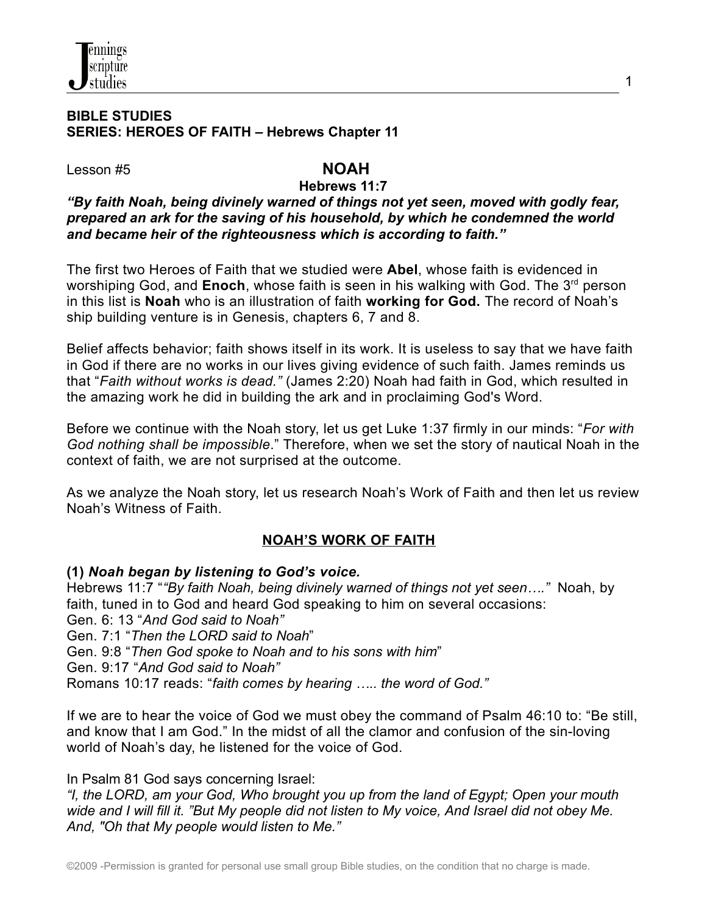**BIBLE STUDIES**
**SERIES: HEROES OF FAITH – Hebrews Chapter 11**

Lesson #5

# NOAH

**Hebrews 11:7**

***"By faith Noah, being divinely warned of things not yet seen, moved with godly fear, prepared an ark for the saving of his household, by which he condemned the world and became heir of the righteousness which is according to faith."***

The first two Heroes of Faith that we studied were **Abel**, whose faith is evidenced in worshiping God, and **Enoch**, whose faith is seen in his walking with God. The 3rd person in this list is **Noah** who is an illustration of faith **working for God.** The record of Noah's ship building venture is in Genesis, chapters 6, 7 and 8.

Belief affects behavior; faith shows itself in its work. It is useless to say that we have faith in God if there are no works in our lives giving evidence of such faith. James reminds us that "*Faith without works is dead."* (James 2:20) Noah had faith in God, which resulted in the amazing work he did in building the ark and in proclaiming God's Word.

Before we continue with the Noah story, let us get Luke 1:37 firmly in our minds: "*For with God nothing shall be impossible*." Therefore, when we set the story of nautical Noah in the context of faith, we are not surprised at the outcome.

As we analyze the Noah story, let us research Noah's Work of Faith and then let us review Noah's Witness of Faith.

## NOAH'S WORK OF FAITH

**(1) *Noah began by listening to God's voice.***

Hebrews 11:7 "*"By faith Noah, being divinely warned of things not yet seen…."* Noah, by faith, tuned in to God and heard God speaking to him on several occasions:

Gen. 6: 13 "*And God said to Noah"*
Gen. 7:1 "*Then the LORD said to Noah*"
Gen. 9:8 "*Then God spoke to Noah and to his sons with him*"
Gen. 9:17 "*And God said to Noah"*
Romans 10:17 reads: "*faith comes by hearing ….. the word of God."*

If we are to hear the voice of God we must obey the command of Psalm 46:10 to: "Be still, and know that I am God." In the midst of all the clamor and confusion of the sin-loving world of Noah's day, he listened for the voice of God.

In Psalm 81 God says concerning Israel:
*"I, the LORD, am your God, Who brought you up from the land of Egypt; Open your mouth wide and I will fill it. "But My people did not listen to My voice, And Israel did not obey Me. And, "Oh that My people would listen to Me."*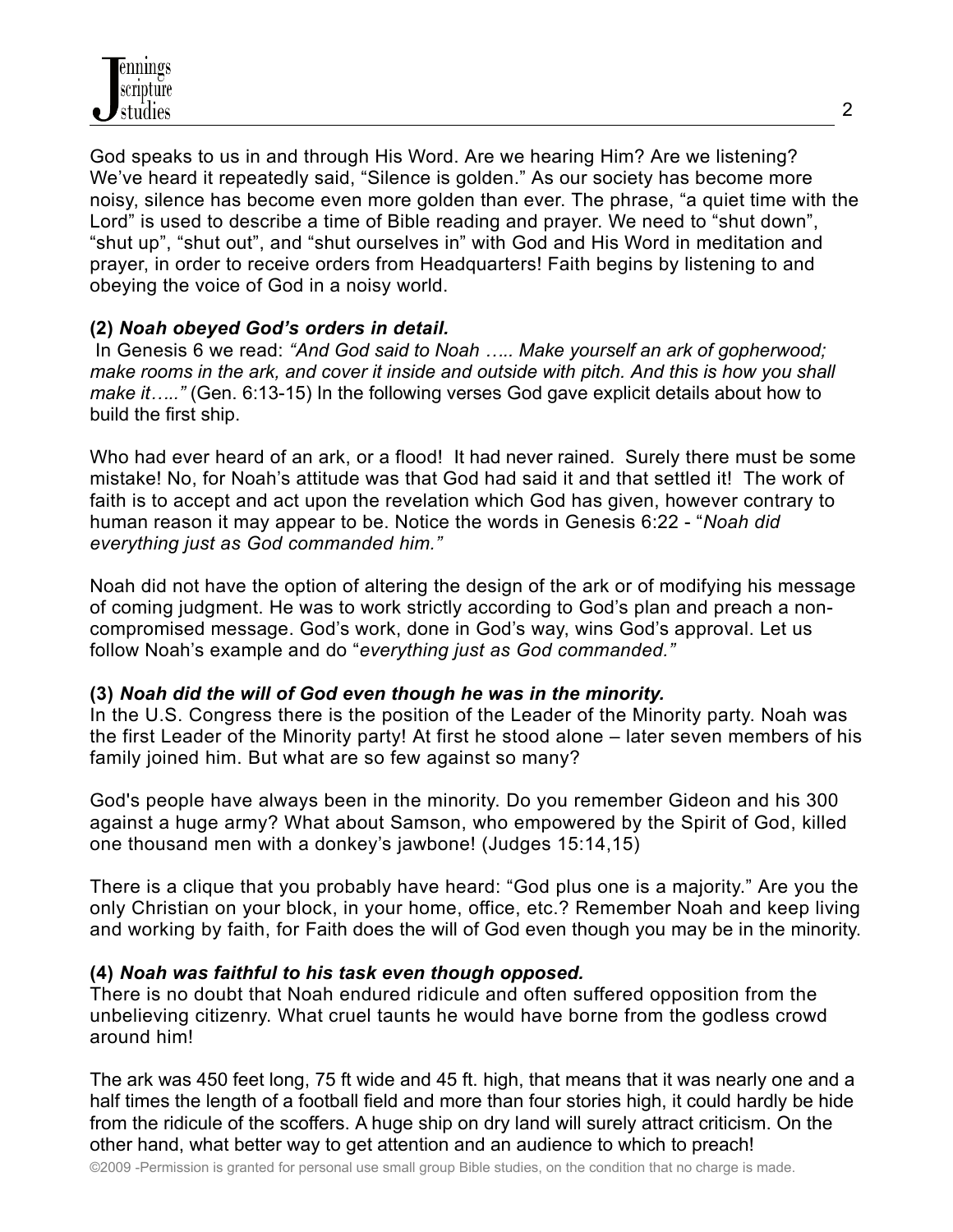God speaks to us in and through His Word. Are we hearing Him? Are we listening? We've heard it repeatedly said, "Silence is golden." As our society has become more noisy, silence has become even more golden than ever. The phrase, "a quiet time with the Lord" is used to describe a time of Bible reading and prayer. We need to "shut down", "shut up", "shut out", and "shut ourselves in" with God and His Word in meditation and prayer, in order to receive orders from Headquarters! Faith begins by listening to and obeying the voice of God in a noisy world.

**(2)** ***Noah obeyed God's orders in detail.***

In Genesis 6 we read: *"And God said to Noah ….. Make yourself an ark of gopherwood; make rooms in the ark, and cover it inside and outside with pitch. And this is how you shall make it….."* (Gen. 6:13-15) In the following verses God gave explicit details about how to build the first ship.

Who had ever heard of an ark, or a flood! It had never rained. Surely there must be some mistake! No, for Noah's attitude was that God had said it and that settled it! The work of faith is to accept and act upon the revelation which God has given, however contrary to human reason it may appear to be. Notice the words in Genesis 6:22 - "*Noah did everything just as God commanded him."*

Noah did not have the option of altering the design of the ark or of modifying his message of coming judgment. He was to work strictly according to God's plan and preach a non-compromised message. God's work, done in God's way, wins God's approval. Let us follow Noah's example and do "*everything just as God commanded."*

**(3)** ***Noah did the will of God even though he was in the minority.***

In the U.S. Congress there is the position of the Leader of the Minority party. Noah was the first Leader of the Minority party! At first he stood alone – later seven members of his family joined him. But what are so few against so many?

God's people have always been in the minority. Do you remember Gideon and his 300 against a huge army? What about Samson, who empowered by the Spirit of God, killed one thousand men with a donkey's jawbone! (Judges 15:14,15)

There is a clique that you probably have heard: "God plus one is a majority." Are you the only Christian on your block, in your home, office, etc.? Remember Noah and keep living and working by faith, for Faith does the will of God even though you may be in the minority.

**(4)** ***Noah was faithful to his task even though opposed.***

There is no doubt that Noah endured ridicule and often suffered opposition from the unbelieving citizenry. What cruel taunts he would have borne from the godless crowd around him!

The ark was 450 feet long, 75 ft wide and 45 ft. high, that means that it was nearly one and a half times the length of a football field and more than four stories high, it could hardly be hide from the ridicule of the scoffers. A huge ship on dry land will surely attract criticism. On the other hand, what better way to get attention and an audience to which to preach!

©2009 -Permission is granted for personal use small group Bible studies, on the condition that no charge is made.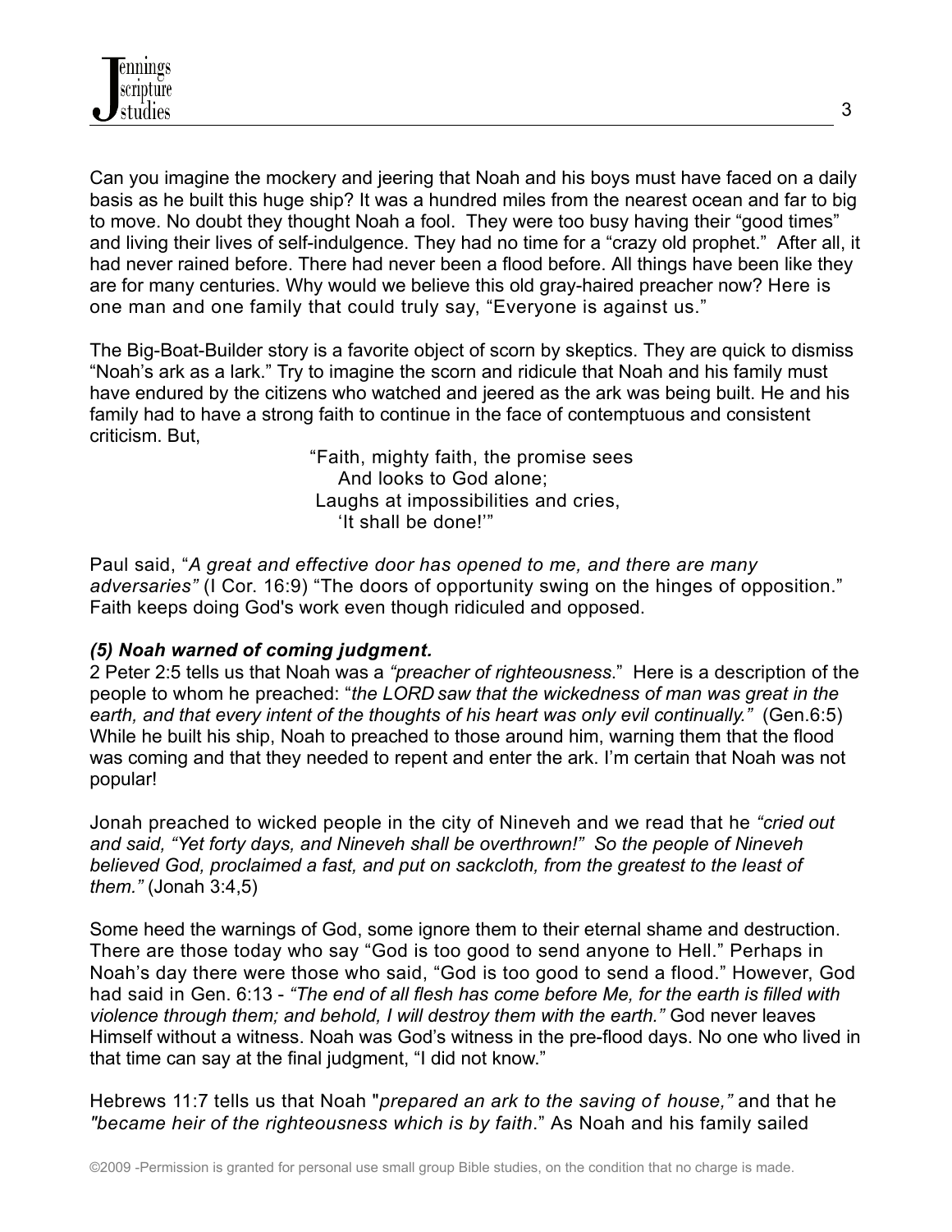Can you imagine the mockery and jeering that Noah and his boys must have faced on a daily basis as he built this huge ship? It was a hundred miles from the nearest ocean and far to big to move. No doubt they thought Noah a fool. They were too busy having their "good times" and living their lives of self-indulgence. They had no time for a "crazy old prophet." After all, it had never rained before. There had never been a flood before. All things have been like they are for many centuries. Why would we believe this old gray-haired preacher now? Here is one man and one family that could truly say, "Everyone is against us."

The Big-Boat-Builder story is a favorite object of scorn by skeptics. They are quick to dismiss "Noah's ark as a lark." Try to imagine the scorn and ridicule that Noah and his family must have endured by the citizens who watched and jeered as the ark was being built. He and his family had to have a strong faith to continue in the face of contemptuous and consistent criticism. But,

> "Faith, mighty faith, the promise sees
> And looks to God alone;
> Laughs at impossibilities and cries,
> 'It shall be done!'"

Paul said, "*A great and effective door has opened to me, and there are many adversaries"* (I Cor. 16:9) "The doors of opportunity swing on the hinges of opposition." Faith keeps doing God's work even though ridiculed and opposed.

***(5) Noah warned of coming judgment.***

2 Peter 2:5 tells us that Noah was a *"preacher of righteousness*." Here is a description of the people to whom he preached: "*the LORD saw that the wickedness of man was great in the earth, and that every intent of the thoughts of his heart was only evil continually."* (Gen.6:5) While he built his ship, Noah to preached to those around him, warning them that the flood was coming and that they needed to repent and enter the ark. I'm certain that Noah was not popular!

Jonah preached to wicked people in the city of Nineveh and we read that he *"cried out and said, "Yet forty days, and Nineveh shall be overthrown!" So the people of Nineveh believed God, proclaimed a fast, and put on sackcloth, from the greatest to the least of them."* (Jonah 3:4,5)

Some heed the warnings of God, some ignore them to their eternal shame and destruction. There are those today who say "God is too good to send anyone to Hell." Perhaps in Noah's day there were those who said, "God is too good to send a flood." However, God had said in Gen. 6:13 - *"The end of all flesh has come before Me, for the earth is filled with violence through them; and behold, I will destroy them with the earth."* God never leaves Himself without a witness. Noah was God's witness in the pre-flood days. No one who lived in that time can say at the final judgment, "I did not know."

Hebrews 11:7 tells us that Noah "*prepared an ark to the saving of house,"* and that he *"became heir of the righteousness which is by faith*." As Noah and his family sailed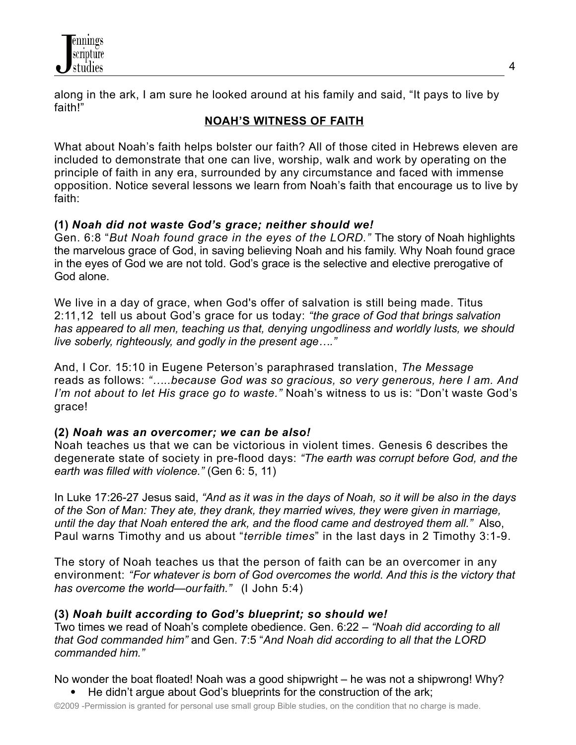along in the ark, I am sure he looked around at his family and said, "It pays to live by faith!"

## NOAH'S WITNESS OF FAITH

What about Noah's faith helps bolster our faith? All of those cited in Hebrews eleven are included to demonstrate that one can live, worship, walk and work by operating on the principle of faith in any era, surrounded by any circumstance and faced with immense opposition. Notice several lessons we learn from Noah's faith that encourage us to live by faith:

**(1) *Noah did not waste God's grace; neither should we!***

Gen. 6:8 "*But Noah found grace in the eyes of the LORD.*" The story of Noah highlights the marvelous grace of God, in saving believing Noah and his family. Why Noah found grace in the eyes of God we are not told. God's grace is the selective and elective prerogative of God alone.

We live in a day of grace, when God's offer of salvation is still being made. Titus 2:11,12 tell us about God's grace for us today: *"the grace of God that brings salvation has appeared to all men, teaching us that, denying ungodliness and worldly lusts, we should live soberly, righteously, and godly in the present age…."*

And, I Cor. 15:10 in Eugene Peterson's paraphrased translation, *The Message* reads as follows: *"…..because God was so gracious, so very generous, here I am. And I'm not about to let His grace go to waste."* Noah's witness to us is: "Don't waste God's grace!

**(2) *Noah was an overcomer; we can be also!***

Noah teaches us that we can be victorious in violent times. Genesis 6 describes the degenerate state of society in pre-flood days: *"The earth was corrupt before God, and the earth was filled with violence."* (Gen 6: 5, 11)

In Luke 17:26-27 Jesus said, *"And as it was in the days of Noah, so it will be also in the days of the Son of Man: They ate, they drank, they married wives, they were given in marriage, until the day that Noah entered the ark, and the flood came and destroyed them all."* Also, Paul warns Timothy and us about "*terrible times*" in the last days in 2 Timothy 3:1-9.

The story of Noah teaches us that the person of faith can be an overcomer in any environment: *"For whatever is born of God overcomes the world. And this is the victory that has overcome the world—our faith."* (I John 5:4)

**(3) *Noah built according to God's blueprint; so should we!***

Two times we read of Noah's complete obedience. Gen. 6:22 – *"Noah did according to all that God commanded him"* and Gen. 7:5 "*And Noah did according to all that the LORD commanded him."*

No wonder the boat floated! Noah was a good shipwright – he was not a shipwrong! Why?

- He didn't argue about God's blueprints for the construction of the ark;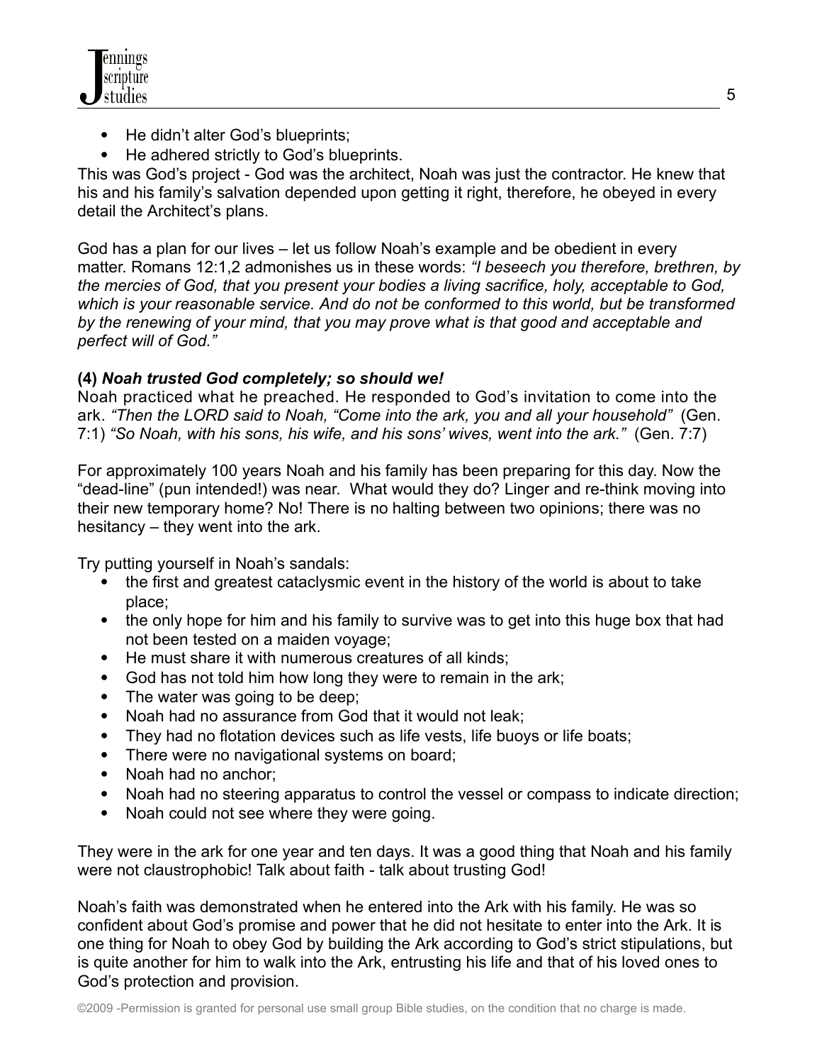- He didn't alter God's blueprints;
- He adhered strictly to God's blueprints.

This was God's project - God was the architect, Noah was just the contractor. He knew that his and his family's salvation depended upon getting it right, therefore, he obeyed in every detail the Architect's plans.

God has a plan for our lives – let us follow Noah's example and be obedient in every matter. Romans 12:1,2 admonishes us in these words: *"I beseech you therefore, brethren, by the mercies of God, that you present your bodies a living sacrifice, holy, acceptable to God, which is your reasonable service. And do not be conformed to this world, but be transformed by the renewing of your mind, that you may prove what is that good and acceptable and perfect will of God."*

**(4)** ***Noah trusted God completely; so should we!***

Noah practiced what he preached. He responded to God's invitation to come into the ark. *"Then the LORD said to Noah, "Come into the ark, you and all your household"* (Gen. 7:1) *"So Noah, with his sons, his wife, and his sons' wives, went into the ark."* (Gen. 7:7)

For approximately 100 years Noah and his family has been preparing for this day. Now the "dead-line" (pun intended!) was near. What would they do? Linger and re-think moving into their new temporary home? No! There is no halting between two opinions; there was no hesitancy – they went into the ark.

Try putting yourself in Noah's sandals:

- the first and greatest cataclysmic event in the history of the world is about to take place;
- the only hope for him and his family to survive was to get into this huge box that had not been tested on a maiden voyage;
- He must share it with numerous creatures of all kinds;
- God has not told him how long they were to remain in the ark;
- The water was going to be deep;
- Noah had no assurance from God that it would not leak;
- They had no flotation devices such as life vests, life buoys or life boats;
- There were no navigational systems on board;
- Noah had no anchor;
- Noah had no steering apparatus to control the vessel or compass to indicate direction;
- Noah could not see where they were going.

They were in the ark for one year and ten days. It was a good thing that Noah and his family were not claustrophobic! Talk about faith - talk about trusting God!

Noah's faith was demonstrated when he entered into the Ark with his family. He was so confident about God's promise and power that he did not hesitate to enter into the Ark. It is one thing for Noah to obey God by building the Ark according to God's strict stipulations, but is quite another for him to walk into the Ark, entrusting his life and that of his loved ones to God's protection and provision.

©2009 -Permission is granted for personal use small group Bible studies, on the condition that no charge is made.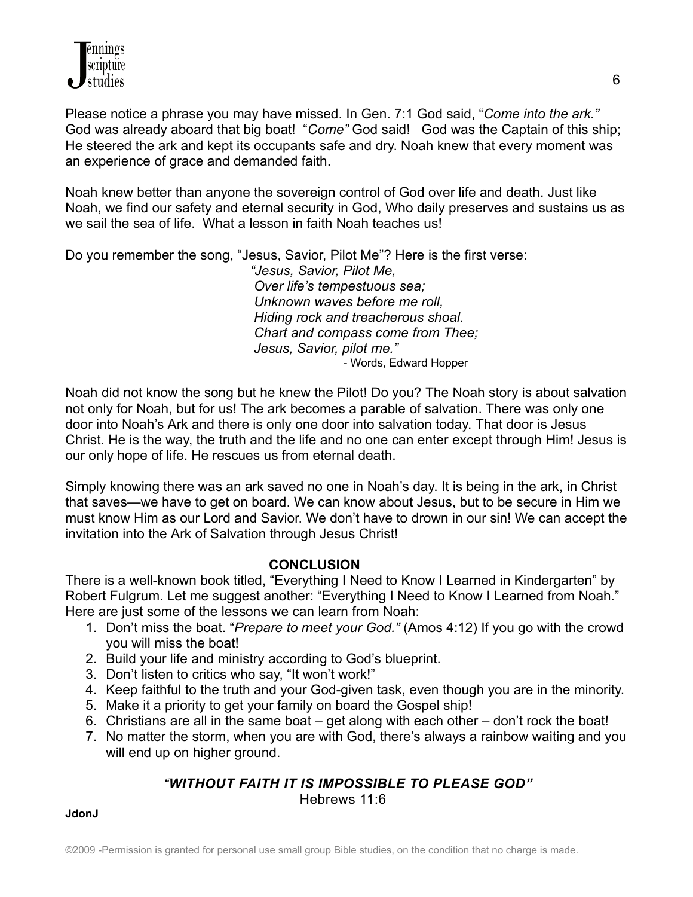Please notice a phrase you may have missed. In Gen. 7:1 God said, "*Come into the ark."* God was already aboard that big boat! "*Come"* God said! God was the Captain of this ship; He steered the ark and kept its occupants safe and dry. Noah knew that every moment was an experience of grace and demanded faith.

Noah knew better than anyone the sovereign control of God over life and death. Just like Noah, we find our safety and eternal security in God, Who daily preserves and sustains us as we sail the sea of life. What a lesson in faith Noah teaches us!

Do you remember the song, "Jesus, Savior, Pilot Me"? Here is the first verse:

*"Jesus, Savior, Pilot Me,*
*Over life's tempestuous sea;*
*Unknown waves before me roll,*
*Hiding rock and treacherous shoal.*
*Chart and compass come from Thee;*
*Jesus, Savior, pilot me."*
- Words, Edward Hopper

Noah did not know the song but he knew the Pilot! Do you? The Noah story is about salvation not only for Noah, but for us! The ark becomes a parable of salvation. There was only one door into Noah's Ark and there is only one door into salvation today. That door is Jesus Christ. He is the way, the truth and the life and no one can enter except through Him! Jesus is our only hope of life. He rescues us from eternal death.

Simply knowing there was an ark saved no one in Noah's day. It is being in the ark, in Christ that saves—we have to get on board. We can know about Jesus, but to be secure in Him we must know Him as our Lord and Savior. We don't have to drown in our sin! We can accept the invitation into the Ark of Salvation through Jesus Christ!

## CONCLUSION

There is a well-known book titled, "Everything I Need to Know I Learned in Kindergarten" by Robert Fulgrum. Let me suggest another: "Everything I Need to Know I Learned from Noah." Here are just some of the lessons we can learn from Noah:

1. Don't miss the boat. "*Prepare to meet your God."* (Amos 4:12) If you go with the crowd you will miss the boat!
2. Build your life and ministry according to God's blueprint.
3. Don't listen to critics who say, "It won't work!"
4. Keep faithful to the truth and your God-given task, even though you are in the minority.
5. Make it a priority to get your family on board the Gospel ship!
6. Christians are all in the same boat – get along with each other – don't rock the boat!
7. No matter the storm, when you are with God, there's always a rainbow waiting and you will end up on higher ground.

***"WITHOUT FAITH IT IS IMPOSSIBLE TO PLEASE GOD"***
Hebrews 11:6

**JdonJ**

©2009 -Permission is granted for personal use small group Bible studies, on the condition that no charge is made.